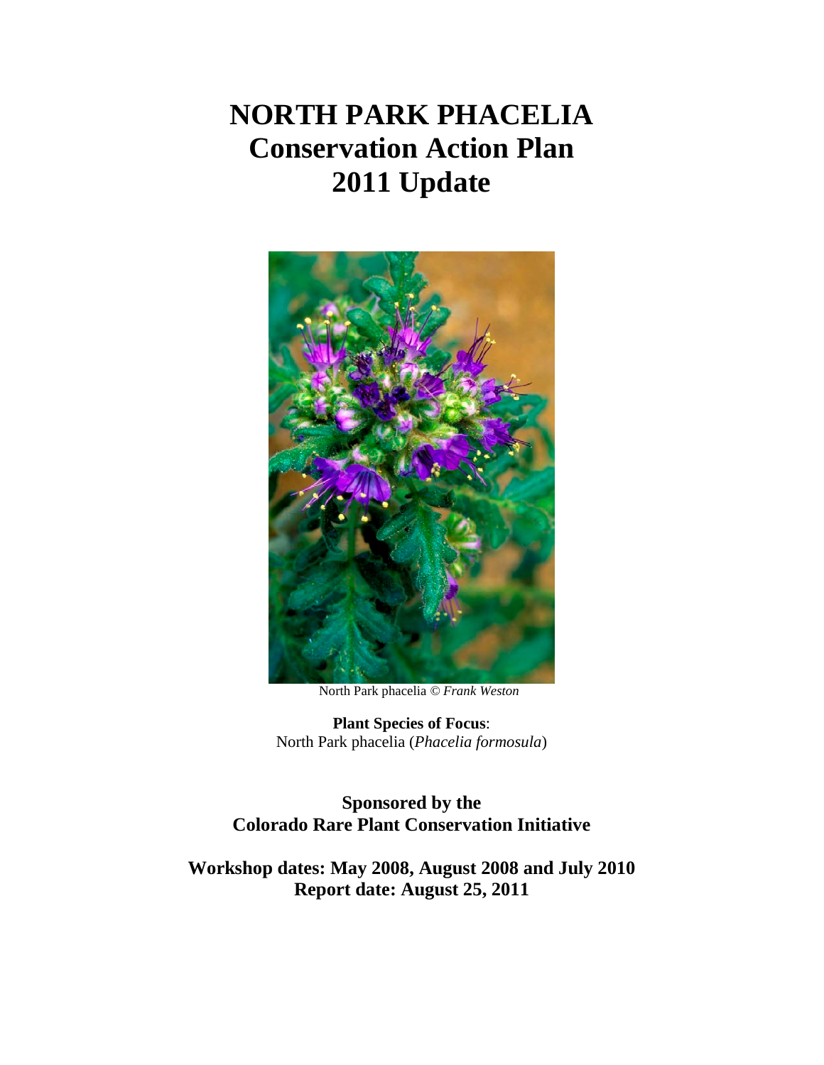# NORTH PARK PHACELIA Conservation Action Plan 2011 Update

North Park phacelia © *Frank Weston*

**Plant Species of Focus**:
North Park phacelia (*Phacelia formosula*)

**Sponsored by the**
**Colorado Rare Plant Conservation Initiative**

**Workshop dates: May 2008, August 2008 and July 2010**
**Report date: August 25, 2011**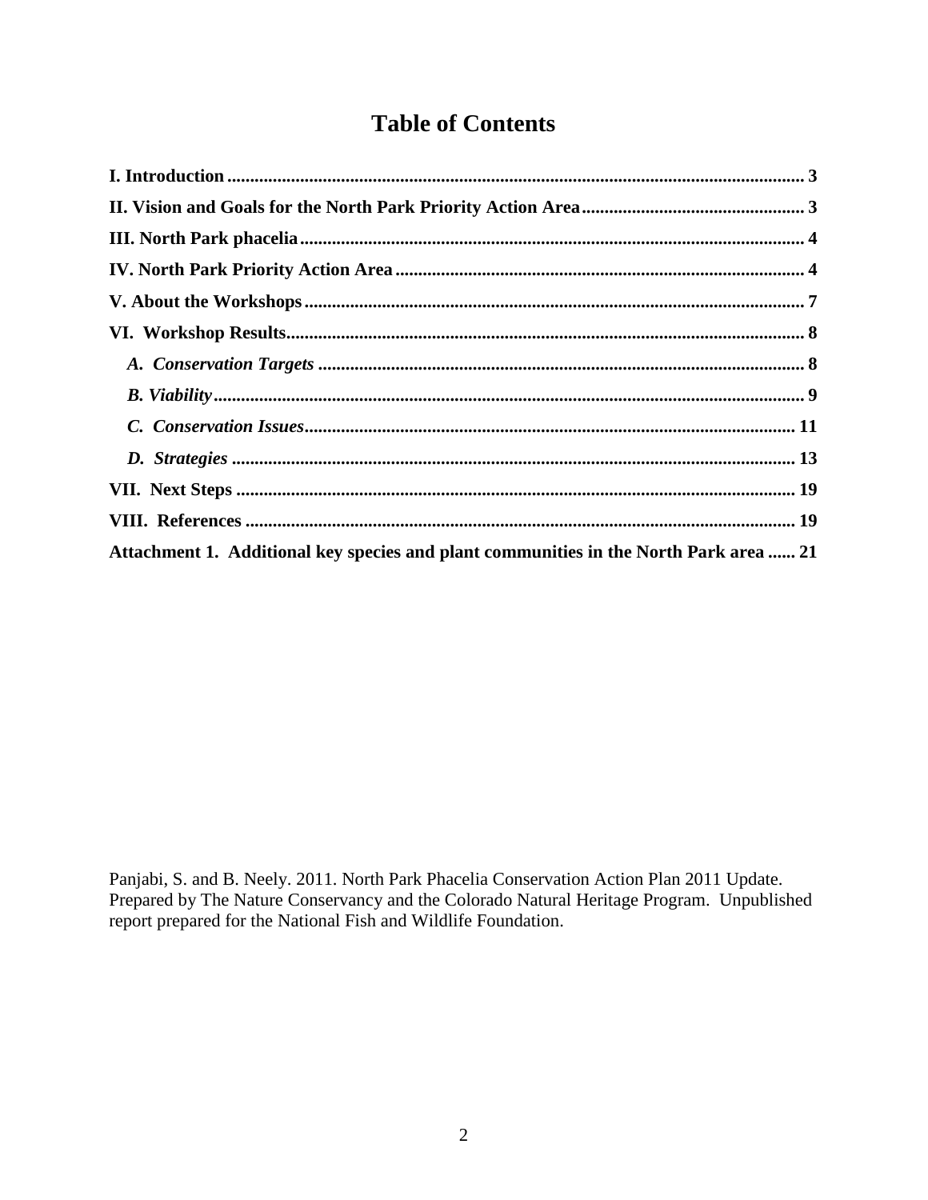# Table of Contents

**I. Introduction** ........................................................................................................................... **3**

**II. Vision and Goals for the North Park Priority Action Area** ................................................ **3**

**III. North Park phacelia** ............................................................................................................ **4**

**IV. North Park Priority Action Area** ........................................................................................ **4**

**V. About the Workshops** ........................................................................................................... **7**

**VI. Workshop Results** ................................................................................................................ **8**

***A. Conservation Targets*** ........................................................................................................ **8**

***B. Viability*** .............................................................................................................................. **9**

***C. Conservation Issues*** ......................................................................................................... **11**

***D. Strategies*** ......................................................................................................................... **13**

**VII. Next Steps** ......................................................................................................................... **19**

**VIII. References** ....................................................................................................................... **19**

**Attachment 1. Additional key species and plant communities in the North Park area** ...... **21**

Panjabi, S. and B. Neely. 2011. North Park Phacelia Conservation Action Plan 2011 Update. Prepared by The Nature Conservancy and the Colorado Natural Heritage Program. Unpublished report prepared for the National Fish and Wildlife Foundation.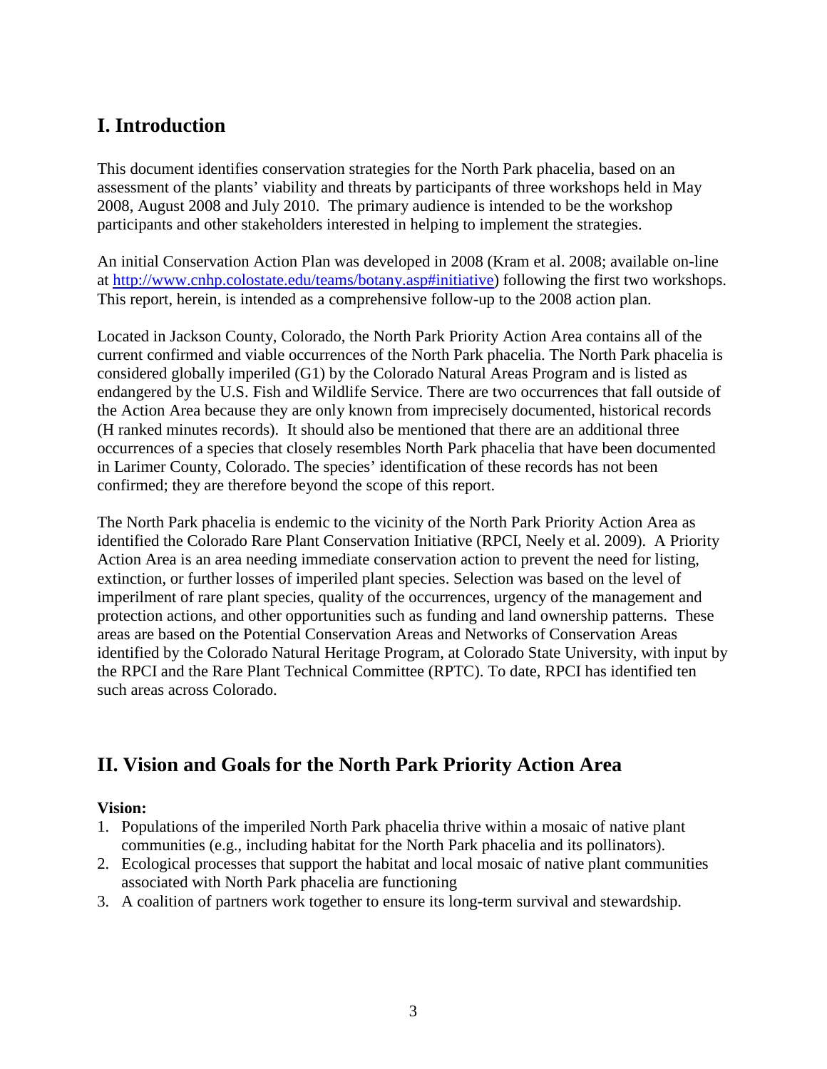## I. Introduction

This document identifies conservation strategies for the North Park phacelia, based on an assessment of the plants' viability and threats by participants of three workshops held in May 2008, August 2008 and July 2010. The primary audience is intended to be the workshop participants and other stakeholders interested in helping to implement the strategies.

An initial Conservation Action Plan was developed in 2008 (Kram et al. 2008; available on-line at http://www.cnhp.colostate.edu/teams/botany.asp#initiative) following the first two workshops. This report, herein, is intended as a comprehensive follow-up to the 2008 action plan.

Located in Jackson County, Colorado, the North Park Priority Action Area contains all of the current confirmed and viable occurrences of the North Park phacelia. The North Park phacelia is considered globally imperiled (G1) by the Colorado Natural Areas Program and is listed as endangered by the U.S. Fish and Wildlife Service. There are two occurrences that fall outside of the Action Area because they are only known from imprecisely documented, historical records (H ranked minutes records). It should also be mentioned that there are an additional three occurrences of a species that closely resembles North Park phacelia that have been documented in Larimer County, Colorado. The species' identification of these records has not been confirmed; they are therefore beyond the scope of this report.

The North Park phacelia is endemic to the vicinity of the North Park Priority Action Area as identified the Colorado Rare Plant Conservation Initiative (RPCI, Neely et al. 2009). A Priority Action Area is an area needing immediate conservation action to prevent the need for listing, extinction, or further losses of imperiled plant species. Selection was based on the level of imperilment of rare plant species, quality of the occurrences, urgency of the management and protection actions, and other opportunities such as funding and land ownership patterns. These areas are based on the Potential Conservation Areas and Networks of Conservation Areas identified by the Colorado Natural Heritage Program, at Colorado State University, with input by the RPCI and the Rare Plant Technical Committee (RPTC). To date, RPCI has identified ten such areas across Colorado.

## II. Vision and Goals for the North Park Priority Action Area

**Vision:**

1. Populations of the imperiled North Park phacelia thrive within a mosaic of native plant communities (e.g., including habitat for the North Park phacelia and its pollinators).
2. Ecological processes that support the habitat and local mosaic of native plant communities associated with North Park phacelia are functioning
3. A coalition of partners work together to ensure its long-term survival and stewardship.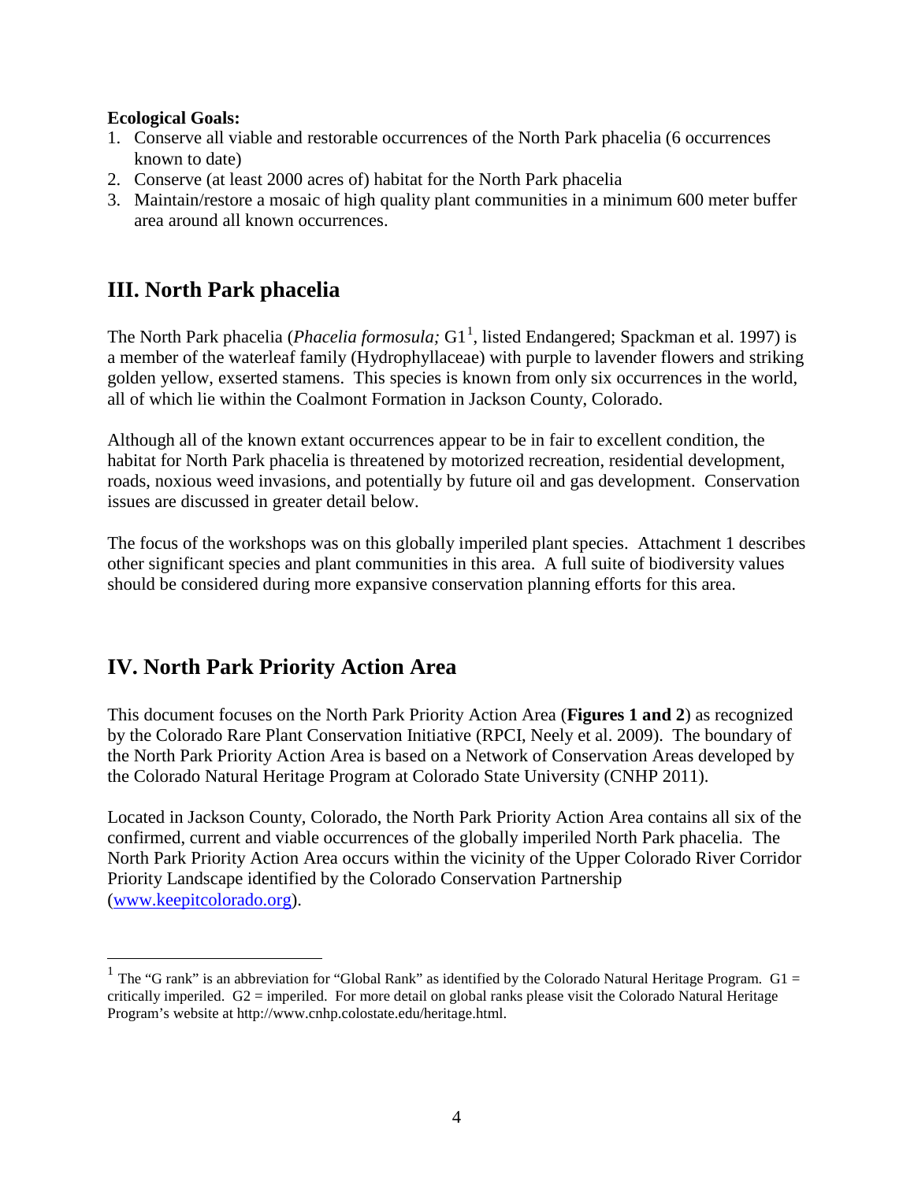**Ecological Goals:**

1. Conserve all viable and restorable occurrences of the North Park phacelia (6 occurrences known to date)
2. Conserve (at least 2000 acres of) habitat for the North Park phacelia
3. Maintain/restore a mosaic of high quality plant communities in a minimum 600 meter buffer area around all known occurrences.

## III. North Park phacelia

The North Park phacelia (*Phacelia formosula;* G1[1], listed Endangered; Spackman et al. 1997) is a member of the waterleaf family (Hydrophyllaceae) with purple to lavender flowers and striking golden yellow, exserted stamens. This species is known from only six occurrences in the world, all of which lie within the Coalmont Formation in Jackson County, Colorado.

Although all of the known extant occurrences appear to be in fair to excellent condition, the habitat for North Park phacelia is threatened by motorized recreation, residential development, roads, noxious weed invasions, and potentially by future oil and gas development. Conservation issues are discussed in greater detail below.

The focus of the workshops was on this globally imperiled plant species. Attachment 1 describes other significant species and plant communities in this area. A full suite of biodiversity values should be considered during more expansive conservation planning efforts for this area.

## IV. North Park Priority Action Area

This document focuses on the North Park Priority Action Area (**Figures 1 and 2**) as recognized by the Colorado Rare Plant Conservation Initiative (RPCI, Neely et al. 2009). The boundary of the North Park Priority Action Area is based on a Network of Conservation Areas developed by the Colorado Natural Heritage Program at Colorado State University (CNHP 2011).

Located in Jackson County, Colorado, the North Park Priority Action Area contains all six of the confirmed, current and viable occurrences of the globally imperiled North Park phacelia. The North Park Priority Action Area occurs within the vicinity of the Upper Colorado River Corridor Priority Landscape identified by the Colorado Conservation Partnership (www.keepitcolorado.org).

---

[1] The "G rank" is an abbreviation for "Global Rank" as identified by the Colorado Natural Heritage Program. G1 = critically imperiled. G2 = imperiled. For more detail on global ranks please visit the Colorado Natural Heritage Program's website at http://www.cnhp.colostate.edu/heritage.html.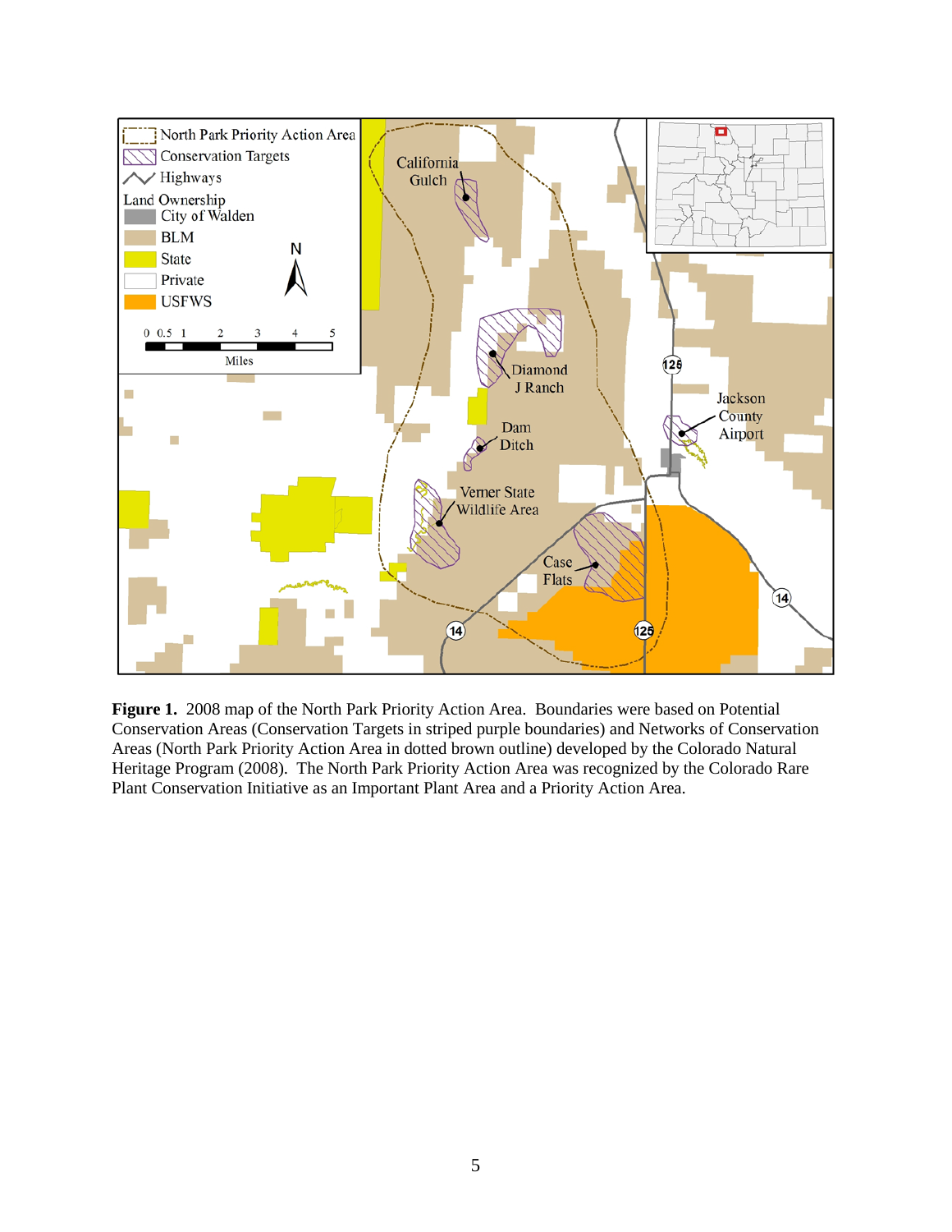**Figure 1.** 2008 map of the North Park Priority Action Area. Boundaries were based on Potential Conservation Areas (Conservation Targets in striped purple boundaries) and Networks of Conservation Areas (North Park Priority Action Area in dotted brown outline) developed by the Colorado Natural Heritage Program (2008). The North Park Priority Action Area was recognized by the Colorado Rare Plant Conservation Initiative as an Important Plant Area and a Priority Action Area.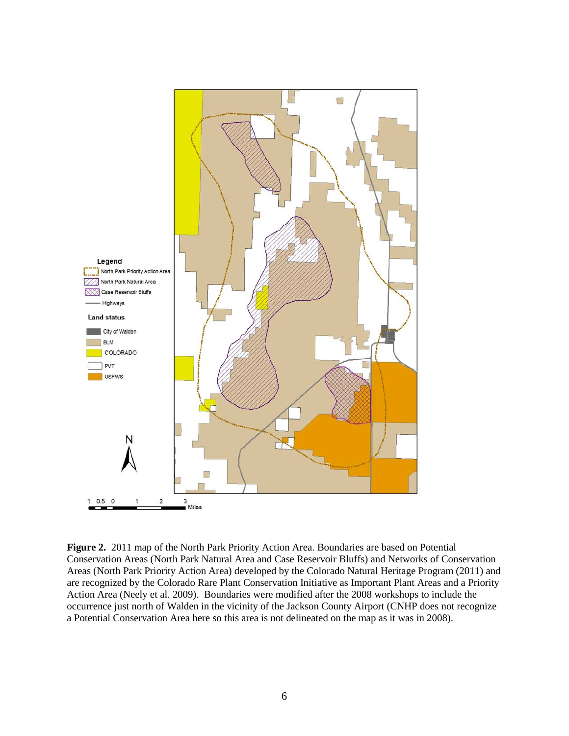**Figure 2.** 2011 map of the North Park Priority Action Area. Boundaries are based on Potential Conservation Areas (North Park Natural Area and Case Reservoir Bluffs) and Networks of Conservation Areas (North Park Priority Action Area) developed by the Colorado Natural Heritage Program (2011) and are recognized by the Colorado Rare Plant Conservation Initiative as Important Plant Areas and a Priority Action Area (Neely et al. 2009). Boundaries were modified after the 2008 workshops to include the occurrence just north of Walden in the vicinity of the Jackson County Airport (CNHP does not recognize a Potential Conservation Area here so this area is not delineated on the map as it was in 2008).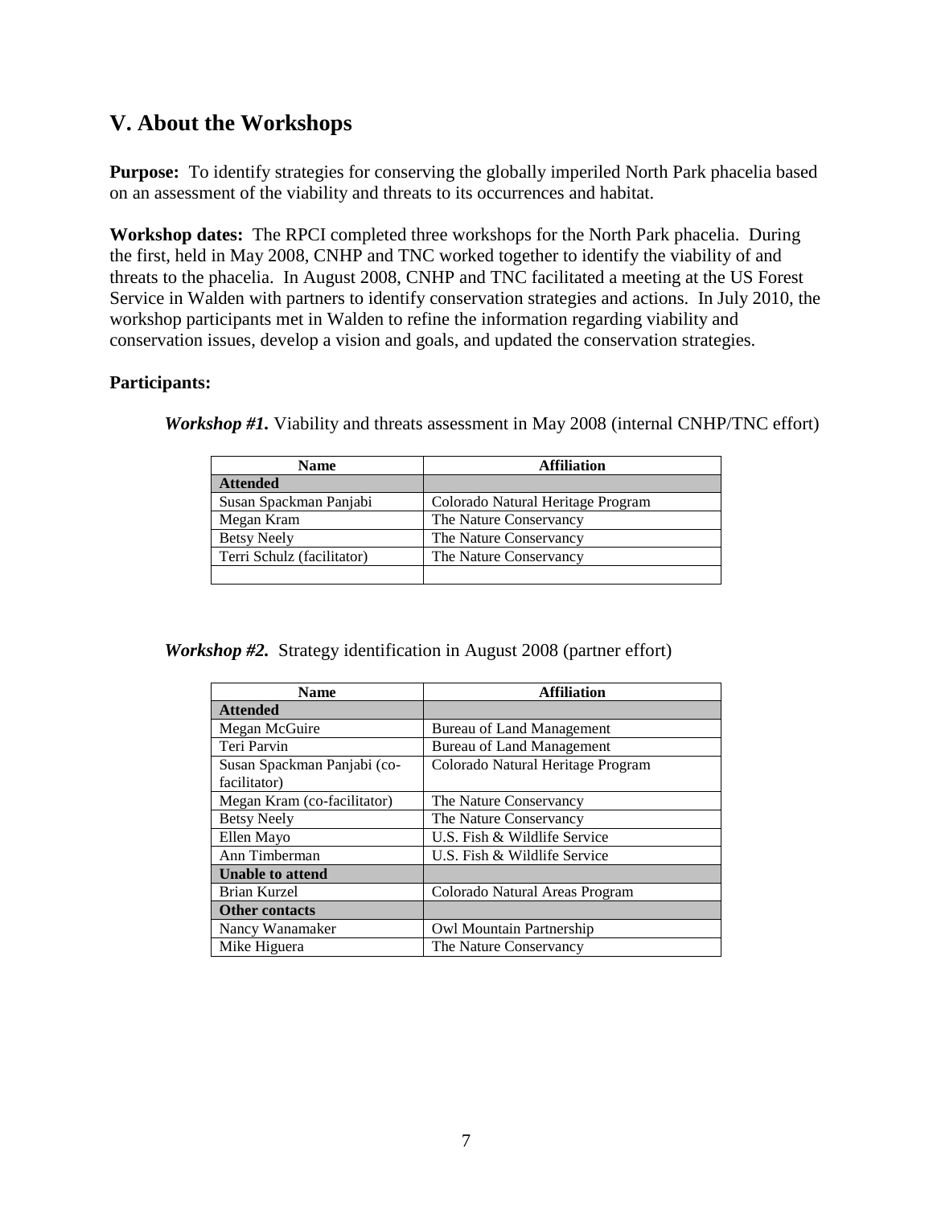## V. About the Workshops

**Purpose:** To identify strategies for conserving the globally imperiled North Park phacelia based on an assessment of the viability and threats to its occurrences and habitat.

**Workshop dates:** The RPCI completed three workshops for the North Park phacelia. During the first, held in May 2008, CNHP and TNC worked together to identify the viability of and threats to the phacelia. In August 2008, CNHP and TNC facilitated a meeting at the US Forest Service in Walden with partners to identify conservation strategies and actions. In July 2010, the workshop participants met in Walden to refine the information regarding viability and conservation issues, develop a vision and goals, and updated the conservation strategies.

**Participants:**

***Workshop #1.*** Viability and threats assessment in May 2008 (internal CNHP/TNC effort)

| Name | Affiliation |
|---|---|
| **Attended** | |
| Susan Spackman Panjabi | Colorado Natural Heritage Program |
| Megan Kram | The Nature Conservancy |
| Betsy Neely | The Nature Conservancy |
| Terri Schulz (facilitator) | The Nature Conservancy |
| | |

***Workshop #2.*** Strategy identification in August 2008 (partner effort)

| Name | Affiliation |
|---|---|
| **Attended** | |
| Megan McGuire | Bureau of Land Management |
| Teri Parvin | Bureau of Land Management |
| Susan Spackman Panjabi (co-facilitator) | Colorado Natural Heritage Program |
| Megan Kram (co-facilitator) | The Nature Conservancy |
| Betsy Neely | The Nature Conservancy |
| Ellen Mayo | U.S. Fish & Wildlife Service |
| Ann Timberman | U.S. Fish & Wildlife Service |
| **Unable to attend** | |
| Brian Kurzel | Colorado Natural Areas Program |
| **Other contacts** | |
| Nancy Wanamaker | Owl Mountain Partnership |
| Mike Higuera | The Nature Conservancy |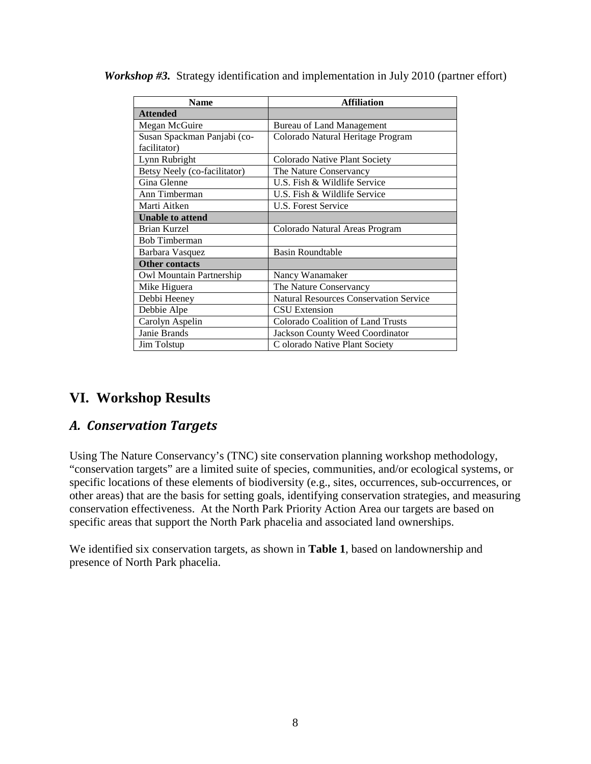***Workshop #3.*** Strategy identification and implementation in July 2010 (partner effort)

| Name | Affiliation |
|---|---|
| **Attended** | |
| Megan McGuire | Bureau of Land Management |
| Susan Spackman Panjabi (co-facilitator) | Colorado Natural Heritage Program |
| Lynn Rubright | Colorado Native Plant Society |
| Betsy Neely (co-facilitator) | The Nature Conservancy |
| Gina Glenne | U.S. Fish & Wildlife Service |
| Ann Timberman | U.S. Fish & Wildlife Service |
| Marti Aitken | U.S. Forest Service |
| **Unable to attend** | |
| Brian Kurzel | Colorado Natural Areas Program |
| Bob Timberman | |
| Barbara Vasquez | Basin Roundtable |
| **Other contacts** | |
| Owl Mountain Partnership | Nancy Wanamaker |
| Mike Higuera | The Nature Conservancy |
| Debbi Heeney | Natural Resources Conservation Service |
| Debbie Alpe | CSU Extension |
| Carolyn Aspelin | Colorado Coalition of Land Trusts |
| Janie Brands | Jackson County Weed Coordinator |
| Jim Tolstup | C olorado Native Plant Society |

# VI. Workshop Results

## *A. Conservation Targets*

Using The Nature Conservancy's (TNC) site conservation planning workshop methodology, "conservation targets" are a limited suite of species, communities, and/or ecological systems, or specific locations of these elements of biodiversity (e.g., sites, occurrences, sub-occurrences, or other areas) that are the basis for setting goals, identifying conservation strategies, and measuring conservation effectiveness. At the North Park Priority Action Area our targets are based on specific areas that support the North Park phacelia and associated land ownerships.

We identified six conservation targets, as shown in **Table 1**, based on landownership and presence of North Park phacelia.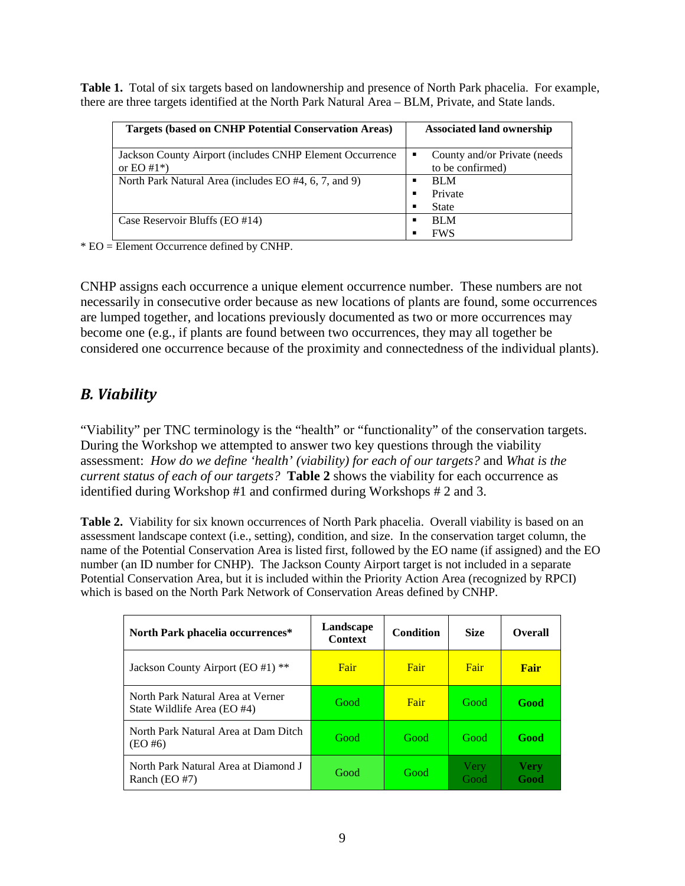**Table 1.** Total of six targets based on landownership and presence of North Park phacelia. For example, there are three targets identified at the North Park Natural Area – BLM, Private, and State lands.

| Targets (based on CNHP Potential Conservation Areas) | Associated land ownership |
|---|---|
| Jackson County Airport (includes CNHP Element Occurrence or EO #1*) | ▪ County and/or Private (needs to be confirmed) |
| North Park Natural Area (includes EO #4, 6, 7, and 9) | ▪ BLM<br>▪ Private<br>▪ State |
| Case Reservoir Bluffs (EO #14) | ▪ BLM<br>▪ FWS |

\* EO = Element Occurrence defined by CNHP.

CNHP assigns each occurrence a unique element occurrence number. These numbers are not necessarily in consecutive order because as new locations of plants are found, some occurrences are lumped together, and locations previously documented as two or more occurrences may become one (e.g., if plants are found between two occurrences, they may all together be considered one occurrence because of the proximity and connectedness of the individual plants).

## *B. Viability*

"Viability" per TNC terminology is the "health" or "functionality" of the conservation targets. During the Workshop we attempted to answer two key questions through the viability assessment: *How do we define 'health' (viability) for each of our targets?* and *What is the current status of each of our targets?* **Table 2** shows the viability for each occurrence as identified during Workshop #1 and confirmed during Workshops # 2 and 3.

**Table 2.** Viability for six known occurrences of North Park phacelia. Overall viability is based on an assessment landscape context (i.e., setting), condition, and size. In the conservation target column, the name of the Potential Conservation Area is listed first, followed by the EO name (if assigned) and the EO number (an ID number for CNHP). The Jackson County Airport target is not included in a separate Potential Conservation Area, but it is included within the Priority Action Area (recognized by RPCI) which is based on the North Park Network of Conservation Areas defined by CNHP.

| North Park phacelia occurrences* | Landscape Context | Condition | Size | Overall |
|---|---|---|---|---|
| Jackson County Airport (EO #1) ** | Fair | Fair | Fair | **Fair** |
| North Park Natural Area at Verner State Wildlife Area (EO #4) | Good | Fair | Good | **Good** |
| North Park Natural Area at Dam Ditch (EO #6) | Good | Good | Good | **Good** |
| North Park Natural Area at Diamond J Ranch (EO #7) | Good | Good | Very Good | **Very Good** |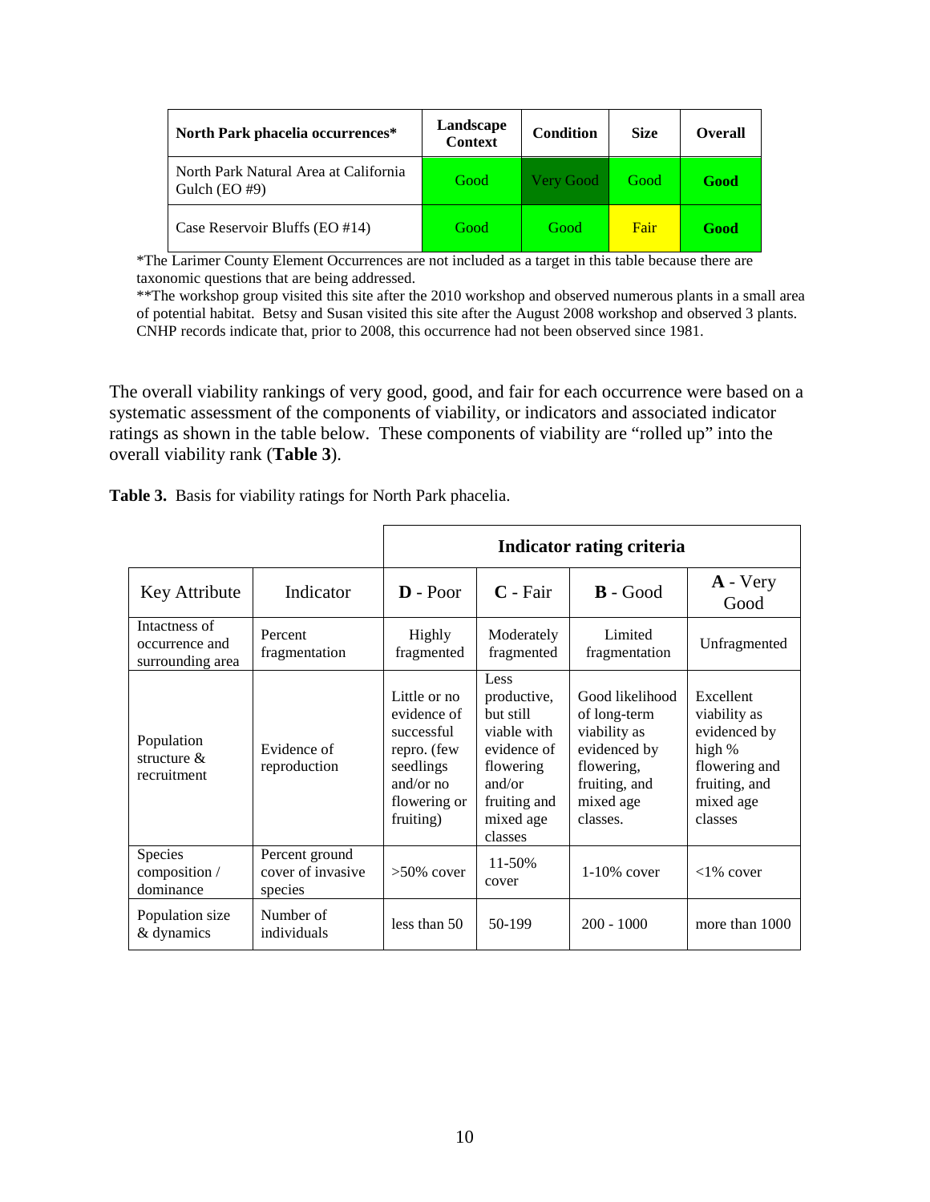| North Park phacelia occurrences* | Landscape Context | Condition | Size | Overall |
|---|---|---|---|---|
| North Park Natural Area at California Gulch (EO #9) | Good | Very Good | Good | **Good** |
| Case Reservoir Bluffs (EO #14) | Good | Good | Fair | **Good** |

*The Larimer County Element Occurrences are not included as a target in this table because there are taxonomic questions that are being addressed.

**The workshop group visited this site after the 2010 workshop and observed numerous plants in a small area of potential habitat. Betsy and Susan visited this site after the August 2008 workshop and observed 3 plants. CNHP records indicate that, prior to 2008, this occurrence had not been observed since 1981.

The overall viability rankings of very good, good, and fair for each occurrence were based on a systematic assessment of the components of viability, or indicators and associated indicator ratings as shown in the table below. These components of viability are "rolled up" into the overall viability rank (**Table 3**).

**Table 3.** Basis for viability ratings for North Park phacelia.

| | | **Indicator rating criteria** | | | |
|---|---|---|---|---|---|
| Key Attribute | Indicator | **D** - Poor | **C** - Fair | **B** - Good | **A** - Very Good |
| Intactness of occurrence and surrounding area | Percent fragmentation | Highly fragmented | Moderately fragmented | Limited fragmentation | Unfragmented |
| Population structure & recruitment | Evidence of reproduction | Little or no evidence of successful repro. (few seedlings and/or no flowering or fruiting) | Less productive, but still viable with evidence of flowering and/or fruiting and mixed age classes | Good likelihood of long-term viability as evidenced by flowering, fruiting, and mixed age classes. | Excellent viability as evidenced by high % flowering and fruiting, and mixed age classes |
| Species composition / dominance | Percent ground cover of invasive species | >50% cover | 11-50% cover | 1-10% cover | <1% cover |
| Population size & dynamics | Number of individuals | less than 50 | 50-199 | 200 - 1000 | more than 1000 |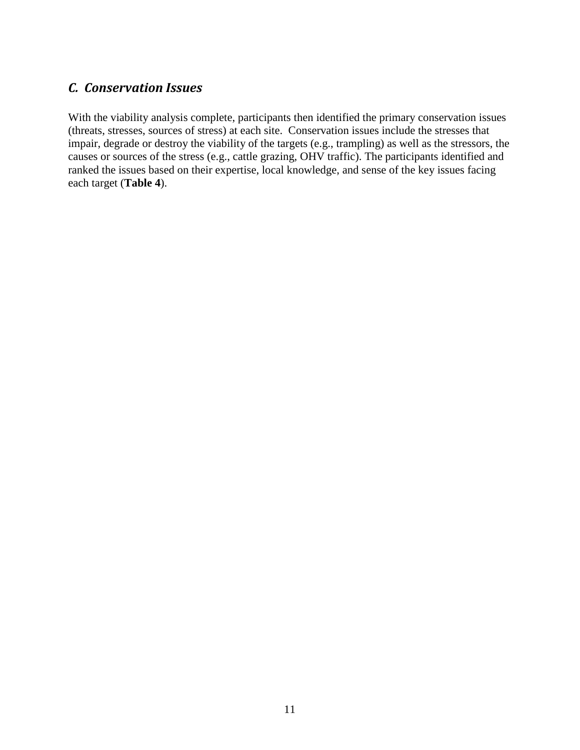## *C. Conservation Issues*

With the viability analysis complete, participants then identified the primary conservation issues (threats, stresses, sources of stress) at each site. Conservation issues include the stresses that impair, degrade or destroy the viability of the targets (e.g., trampling) as well as the stressors, the causes or sources of the stress (e.g., cattle grazing, OHV traffic). The participants identified and ranked the issues based on their expertise, local knowledge, and sense of the key issues facing each target (**Table 4**).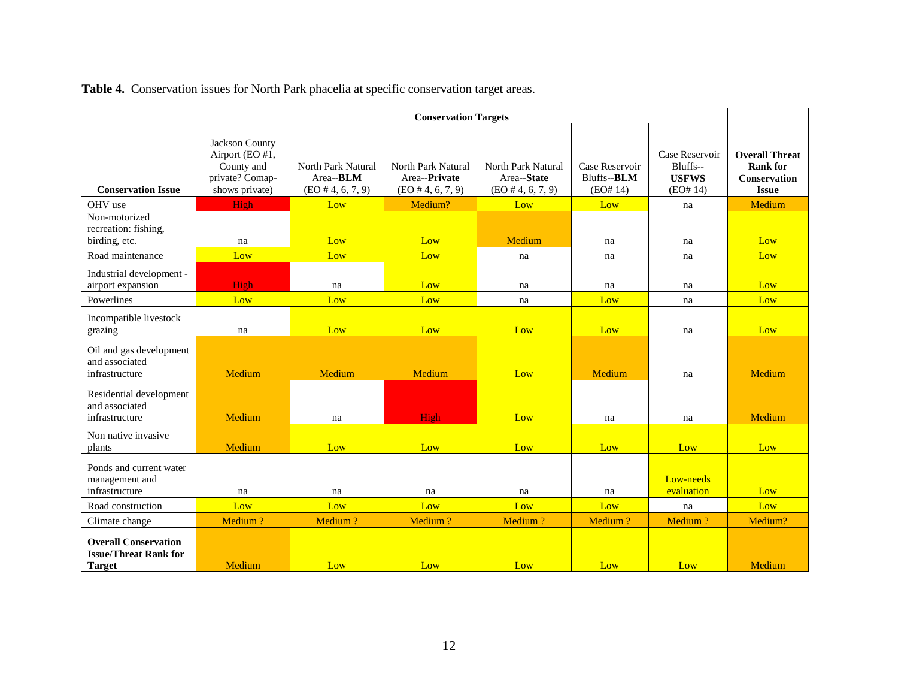**Table 4.** Conservation issues for North Park phacelia at specific conservation target areas.

| Conservation Issue | Conservation Targets | | | | | | |
|---|---|---|---|---|---|---|---|
| | Jackson County Airport (EO #1, County and private? Comap-shows private) | North Park Natural Area--**BLM** (EO # 4, 6, 7, 9) | North Park Natural Area--**Private** (EO # 4, 6, 7, 9) | North Park Natural Area--**State** (EO # 4, 6, 7, 9) | Case Reservoir Bluffs--**BLM** (EO# 14) | Case Reservoir Bluffs--**USFWS** (EO# 14) | **Overall Threat Rank for Conservation Issue** |
| OHV use | High | Low | Medium? | Low | Low | na | Medium |
| Non-motorized recreation: fishing, birding, etc. | na | Low | Low | Medium | na | na | Low |
| Road maintenance | Low | Low | Low | na | na | na | Low |
| Industrial development - airport expansion | High | na | Low | na | na | na | Low |
| Powerlines | Low | Low | Low | na | Low | na | Low |
| Incompatible livestock grazing | na | Low | Low | Low | Low | na | Low |
| Oil and gas development and associated infrastructure | Medium | Medium | Medium | Low | Medium | na | Medium |
| Residential development and associated infrastructure | Medium | na | High | Low | na | na | Medium |
| Non native invasive plants | Medium | Low | Low | Low | Low | Low | Low |
| Ponds and current water management and infrastructure | na | na | na | na | na | Low-needs evaluation | Low |
| Road construction | Low | Low | Low | Low | Low | na | Low |
| Climate change | Medium ? | Medium ? | Medium ? | Medium ? | Medium ? | Medium ? | Medium? |
| **Overall Conservation Issue/Threat Rank for Target** | Medium | Low | Low | Low | Low | Low | Medium |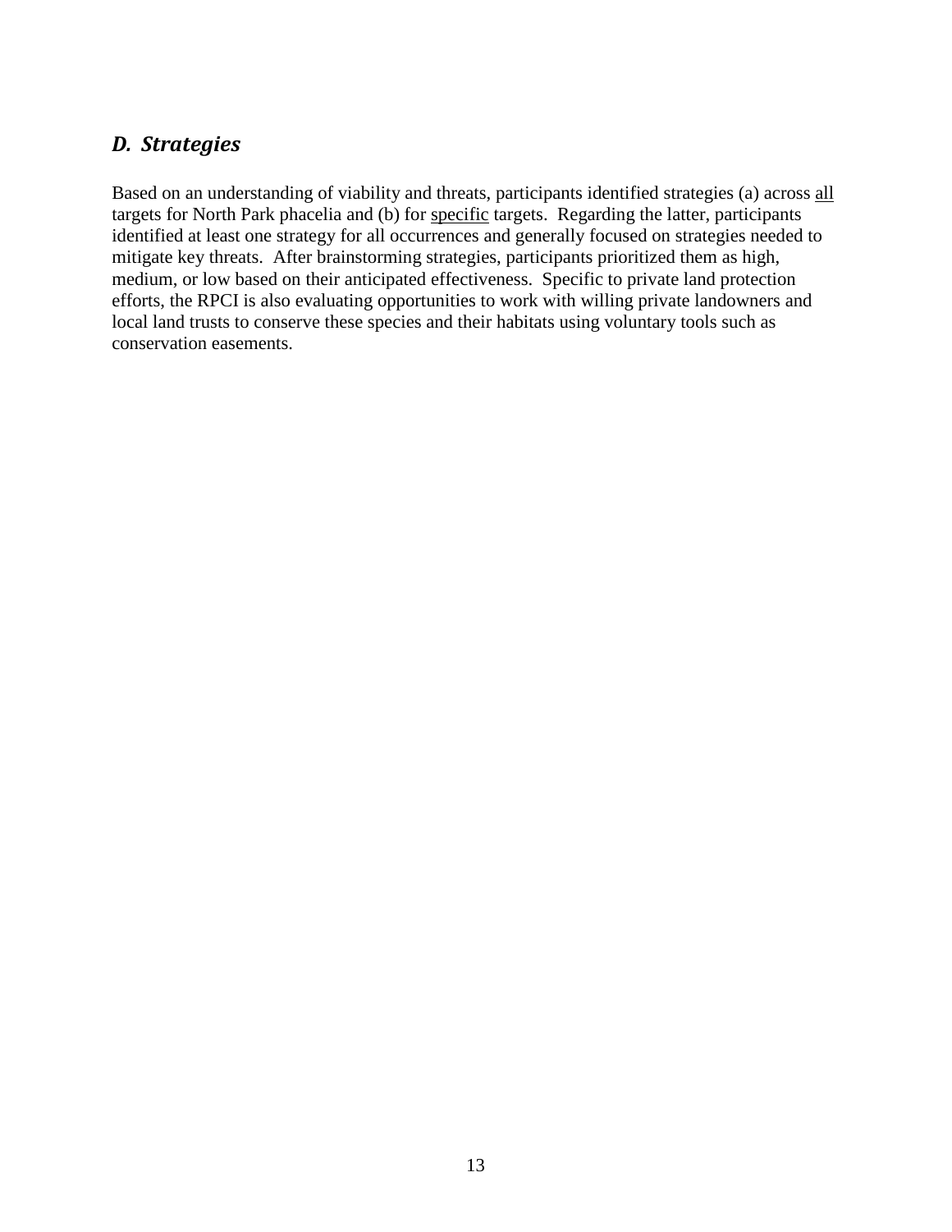## *D. Strategies*

Based on an understanding of viability and threats, participants identified strategies (a) across <u>all</u> targets for North Park phacelia and (b) for <u>specific</u> targets. Regarding the latter, participants identified at least one strategy for all occurrences and generally focused on strategies needed to mitigate key threats. After brainstorming strategies, participants prioritized them as high, medium, or low based on their anticipated effectiveness. Specific to private land protection efforts, the RPCI is also evaluating opportunities to work with willing private landowners and local land trusts to conserve these species and their habitats using voluntary tools such as conservation easements.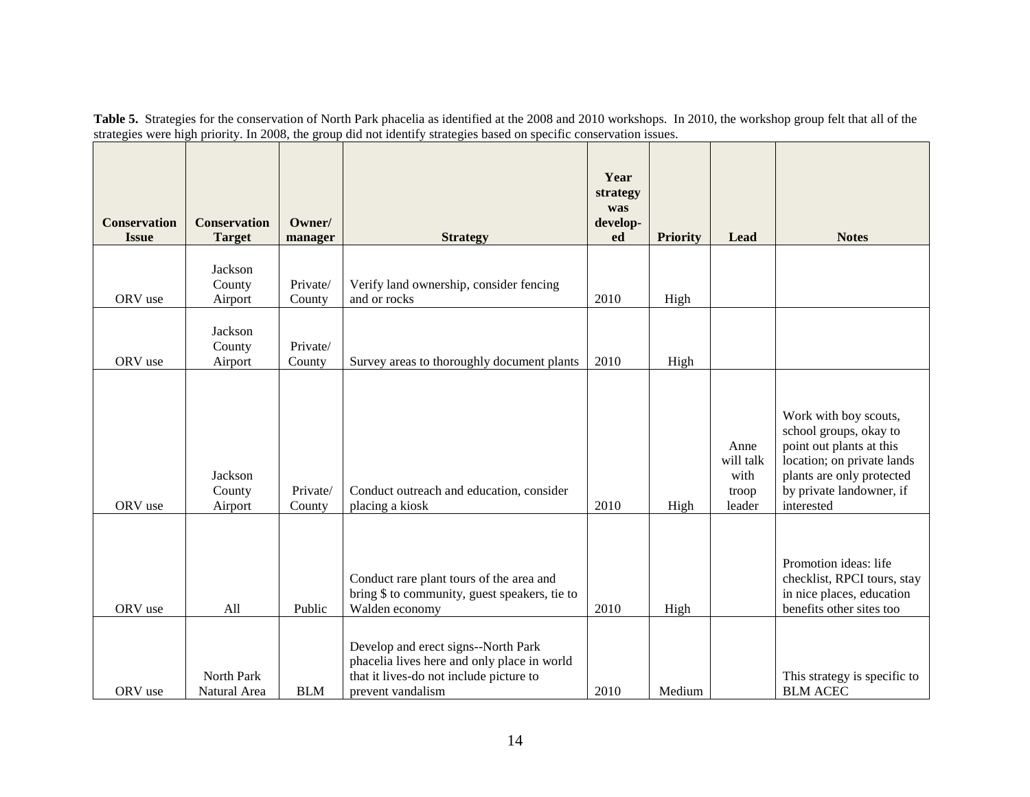**Table 5.** Strategies for the conservation of North Park phacelia as identified at the 2008 and 2010 workshops. In 2010, the workshop group felt that all of the strategies were high priority. In 2008, the group did not identify strategies based on specific conservation issues.

| Conservation Issue | Conservation Target | Owner/ manager | Strategy | Year strategy was develop-ed | Priority | Lead | Notes |
|---|---|---|---|---|---|---|---|
| ORV use | Jackson County Airport | Private/ County | Verify land ownership, consider fencing and or rocks | 2010 | High | | |
| ORV use | Jackson County Airport | Private/ County | Survey areas to thoroughly document plants | 2010 | High | | |
| ORV use | Jackson County Airport | Private/ County | Conduct outreach and education, consider placing a kiosk | 2010 | High | Anne will talk with troop leader | Work with boy scouts, school groups, okay to point out plants at this location; on private lands plants are only protected by private landowner, if interested |
| ORV use | All | Public | Conduct rare plant tours of the area and bring $ to community, guest speakers, tie to Walden economy | 2010 | High | | Promotion ideas: life checklist, RPCI tours, stay in nice places, education benefits other sites too |
| ORV use | North Park Natural Area | BLM | Develop and erect signs--North Park phacelia lives here and only place in world that it lives-do not include picture to prevent vandalism | 2010 | Medium | | This strategy is specific to BLM ACEC |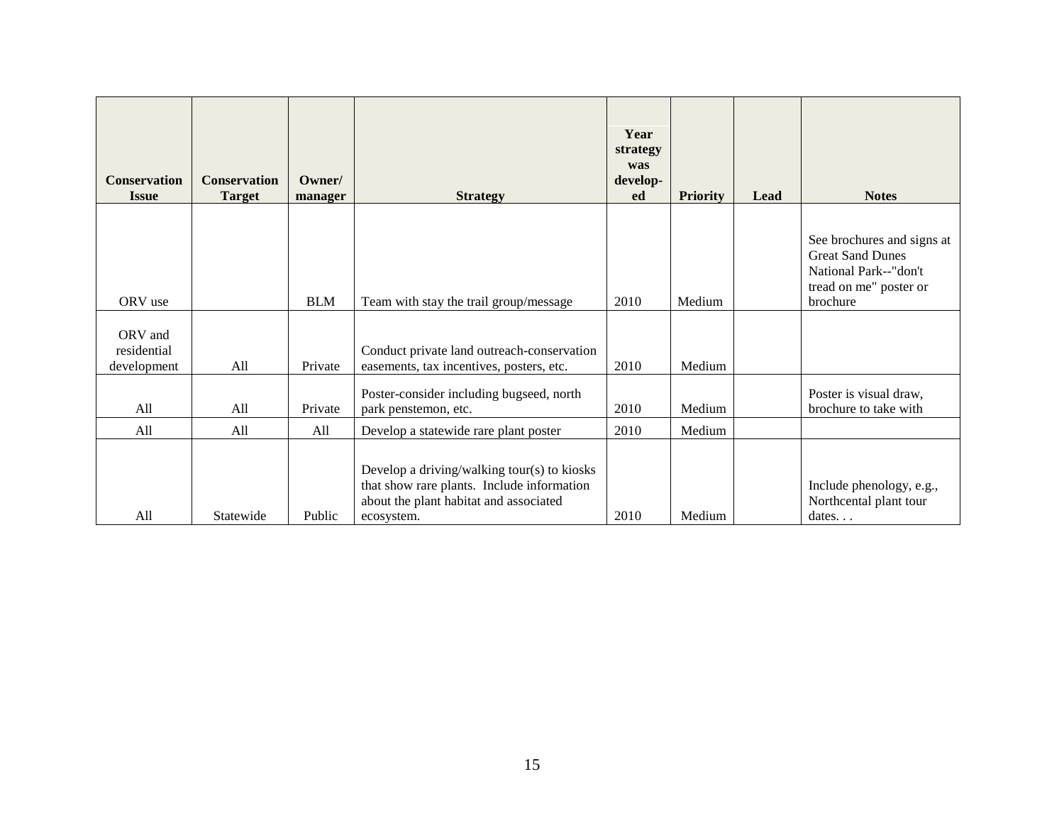| Conservation Issue | Conservation Target | Owner/ manager | Strategy | Year strategy was develop-ed | Priority | Lead | Notes |
|---|---|---|---|---|---|---|---|
| ORV use | | BLM | Team with stay the trail group/message | 2010 | Medium | | See brochures and signs at Great Sand Dunes National Park--"don't tread on me" poster or brochure |
| ORV and residential development | All | Private | Conduct private land outreach-conservation easements, tax incentives, posters, etc. | 2010 | Medium | | |
| All | All | Private | Poster-consider including bugseed, north park penstemon, etc. | 2010 | Medium | | Poster is visual draw, brochure to take with |
| All | All | All | Develop a statewide rare plant poster | 2010 | Medium | | |
| All | Statewide | Public | Develop a driving/walking tour(s) to kiosks that show rare plants. Include information about the plant habitat and associated ecosystem. | 2010 | Medium | | Include phenology, e.g., Northcental plant tour dates. . . |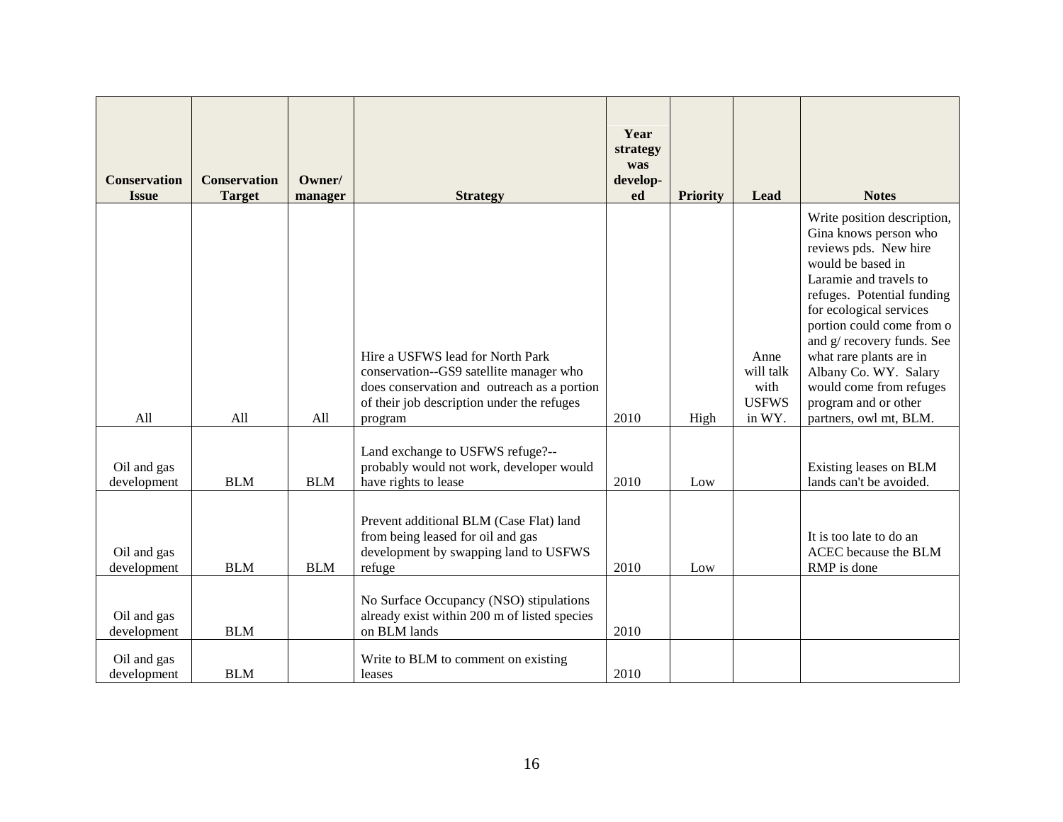| Conservation Issue | Conservation Target | Owner/ manager | Strategy | Year strategy was develop-ed | Priority | Lead | Notes |
|---|---|---|---|---|---|---|---|
| All | All | All | Hire a USFWS lead for North Park conservation--GS9 satellite manager who does conservation and outreach as a portion of their job description under the refuges program | 2010 | High | Anne will talk with USFWS in WY. | Write position description, Gina knows person who reviews pds. New hire would be based in Laramie and travels to refuges. Potential funding for ecological services portion could come from o and g/ recovery funds. See what rare plants are in Albany Co. WY. Salary would come from refuges program and or other partners, owl mt, BLM. |
| Oil and gas development | BLM | BLM | Land exchange to USFWS refuge?--probably would not work, developer would have rights to lease | 2010 | Low | | Existing leases on BLM lands can't be avoided. |
| Oil and gas development | BLM | BLM | Prevent additional BLM (Case Flat) land from being leased for oil and gas development by swapping land to USFWS refuge | 2010 | Low | | It is too late to do an ACEC because the BLM RMP is done |
| Oil and gas development | BLM | | No Surface Occupancy (NSO) stipulations already exist within 200 m of listed species on BLM lands | 2010 | | | |
| Oil and gas development | BLM | | Write to BLM to comment on existing leases | 2010 | | | |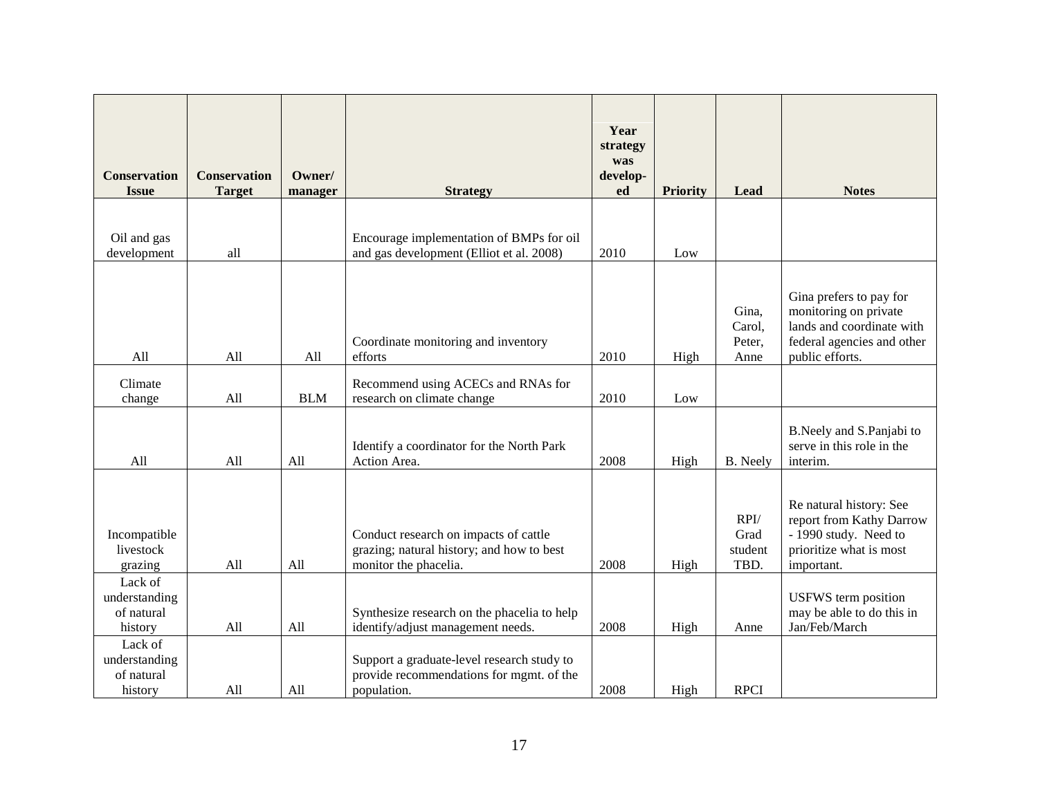| Conservation Issue | Conservation Target | Owner/ manager | Strategy | Year strategy was develop-ed | Priority | Lead | Notes |
|---|---|---|---|---|---|---|---|
| Oil and gas development | all | | Encourage implementation of BMPs for oil and gas development (Elliot et al. 2008) | 2010 | Low | | |
| All | All | All | Coordinate monitoring and inventory efforts | 2010 | High | Gina, Carol, Peter, Anne | Gina prefers to pay for monitoring on private lands and coordinate with federal agencies and other public efforts. |
| Climate change | All | BLM | Recommend using ACECs and RNAs for research on climate change | 2010 | Low | | |
| All | All | All | Identify a coordinator for the North Park Action Area. | 2008 | High | B. Neely | B.Neely and S.Panjabi to serve in this role in the interim. |
| Incompatible livestock grazing | All | All | Conduct research on impacts of cattle grazing; natural history; and how to best monitor the phacelia. | 2008 | High | RPI/ Grad student TBD. | Re natural history: See report from Kathy Darrow - 1990 study. Need to prioritize what is most important. |
| Lack of understanding of natural history | All | All | Synthesize research on the phacelia to help identify/adjust management needs. | 2008 | High | Anne | USFWS term position may be able to do this in Jan/Feb/March |
| Lack of understanding of natural history | All | All | Support a graduate-level research study to provide recommendations for mgmt. of the population. | 2008 | High | RPCI | |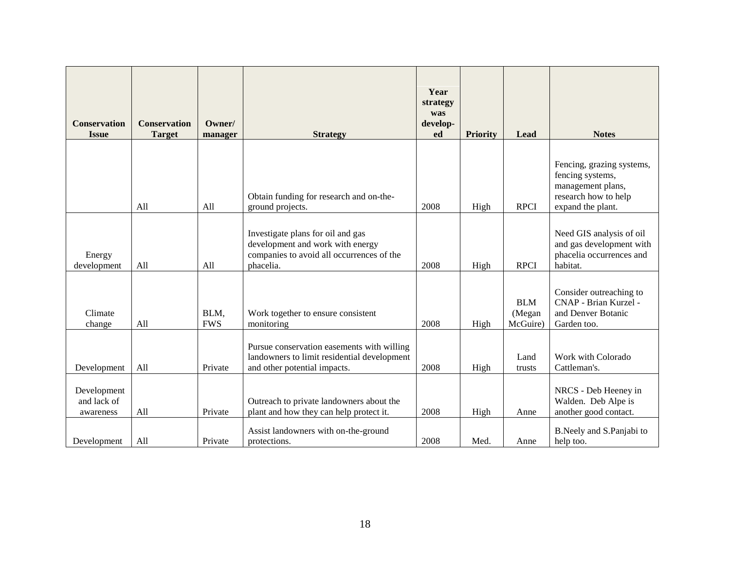| Conservation Issue | Conservation Target | Owner/ manager | Strategy | Year strategy was develop-ed | Priority | Lead | Notes |
|---|---|---|---|---|---|---|---|
| | All | All | Obtain funding for research and on-the-ground projects. | 2008 | High | RPCI | Fencing, grazing systems, fencing systems, management plans, research how to help expand the plant. |
| Energy development | All | All | Investigate plans for oil and gas development and work with energy companies to avoid all occurrences of the phacelia. | 2008 | High | RPCI | Need GIS analysis of oil and gas development with phacelia occurrences and habitat. |
| Climate change | All | BLM, FWS | Work together to ensure consistent monitoring | 2008 | High | BLM (Megan McGuire) | Consider outreaching to CNAP - Brian Kurzel - and Denver Botanic Garden too. |
| Development | All | Private | Pursue conservation easements with willing landowners to limit residential development and other potential impacts. | 2008 | High | Land trusts | Work with Colorado Cattleman's. |
| Development and lack of awareness | All | Private | Outreach to private landowners about the plant and how they can help protect it. | 2008 | High | Anne | NRCS - Deb Heeney in Walden. Deb Alpe is another good contact. |
| Development | All | Private | Assist landowners with on-the-ground protections. | 2008 | Med. | Anne | B.Neely and S.Panjabi to help too. |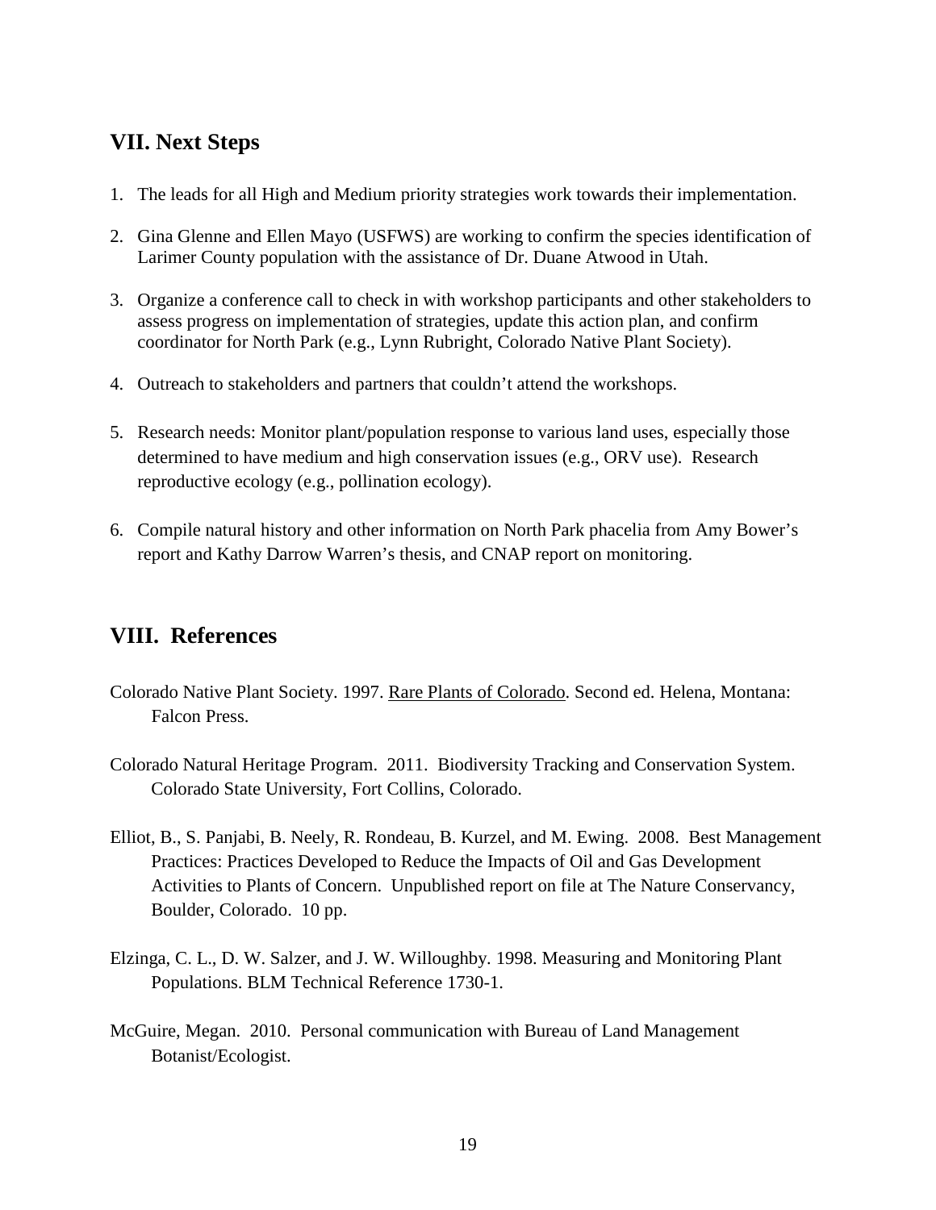## VII. Next Steps

1. The leads for all High and Medium priority strategies work towards their implementation.

2. Gina Glenne and Ellen Mayo (USFWS) are working to confirm the species identification of Larimer County population with the assistance of Dr. Duane Atwood in Utah.

3. Organize a conference call to check in with workshop participants and other stakeholders to assess progress on implementation of strategies, update this action plan, and confirm coordinator for North Park (e.g., Lynn Rubright, Colorado Native Plant Society).

4. Outreach to stakeholders and partners that couldn't attend the workshops.

5. Research needs: Monitor plant/population response to various land uses, especially those determined to have medium and high conservation issues (e.g., ORV use). Research reproductive ecology (e.g., pollination ecology).

6. Compile natural history and other information on North Park phacelia from Amy Bower's report and Kathy Darrow Warren's thesis, and CNAP report on monitoring.

## VIII. References

Colorado Native Plant Society. 1997. Rare Plants of Colorado. Second ed. Helena, Montana: Falcon Press.

Colorado Natural Heritage Program. 2011. Biodiversity Tracking and Conservation System. Colorado State University, Fort Collins, Colorado.

Elliot, B., S. Panjabi, B. Neely, R. Rondeau, B. Kurzel, and M. Ewing. 2008. Best Management Practices: Practices Developed to Reduce the Impacts of Oil and Gas Development Activities to Plants of Concern. Unpublished report on file at The Nature Conservancy, Boulder, Colorado. 10 pp.

Elzinga, C. L., D. W. Salzer, and J. W. Willoughby. 1998. Measuring and Monitoring Plant Populations. BLM Technical Reference 1730-1.

McGuire, Megan. 2010. Personal communication with Bureau of Land Management Botanist/Ecologist.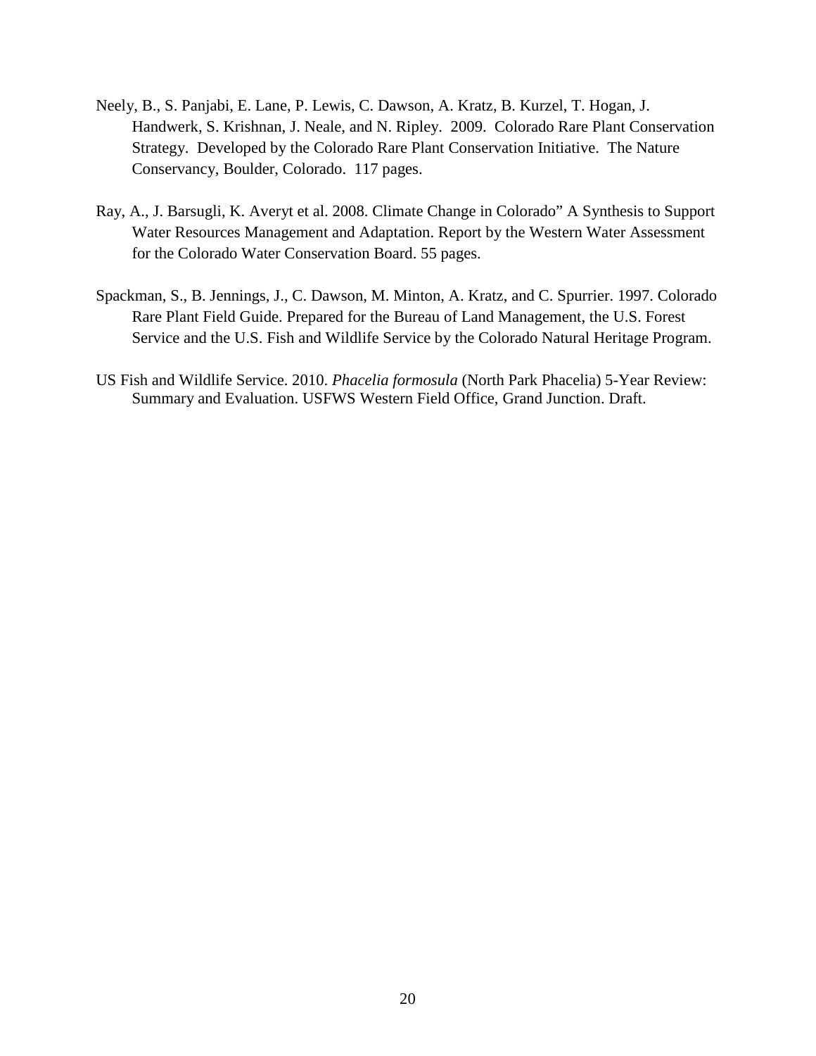Neely, B., S. Panjabi, E. Lane, P. Lewis, C. Dawson, A. Kratz, B. Kurzel, T. Hogan, J. Handwerk, S. Krishnan, J. Neale, and N. Ripley. 2009. Colorado Rare Plant Conservation Strategy. Developed by the Colorado Rare Plant Conservation Initiative. The Nature Conservancy, Boulder, Colorado. 117 pages.

Ray, A., J. Barsugli, K. Averyt et al. 2008. Climate Change in Colorado" A Synthesis to Support Water Resources Management and Adaptation. Report by the Western Water Assessment for the Colorado Water Conservation Board. 55 pages.

Spackman, S., B. Jennings, J., C. Dawson, M. Minton, A. Kratz, and C. Spurrier. 1997. Colorado Rare Plant Field Guide. Prepared for the Bureau of Land Management, the U.S. Forest Service and the U.S. Fish and Wildlife Service by the Colorado Natural Heritage Program.

US Fish and Wildlife Service. 2010. *Phacelia formosula* (North Park Phacelia) 5-Year Review: Summary and Evaluation. USFWS Western Field Office, Grand Junction. Draft.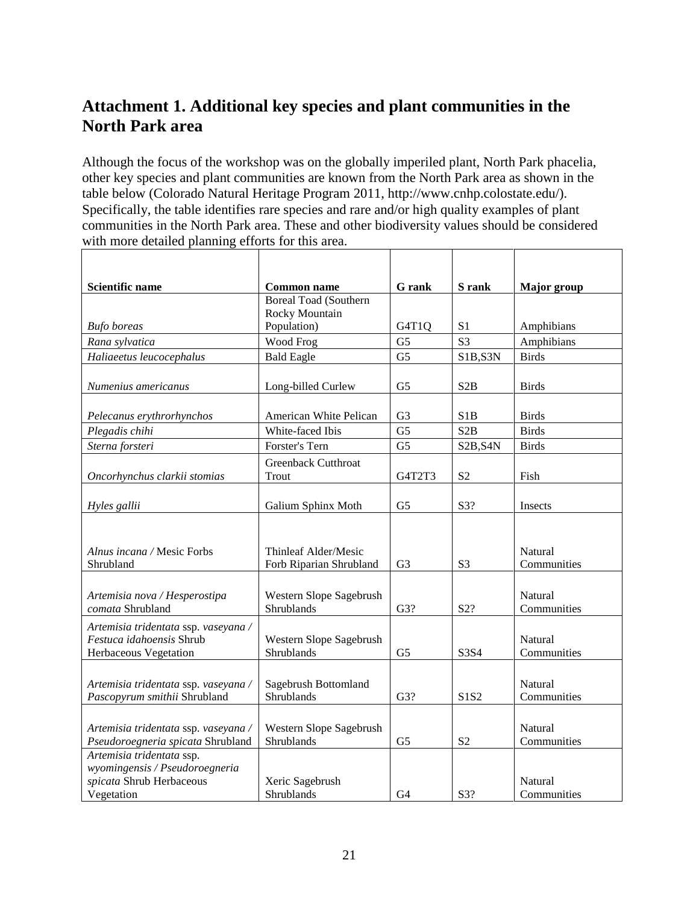## Attachment 1. Additional key species and plant communities in the North Park area

Although the focus of the workshop was on the globally imperiled plant, North Park phacelia, other key species and plant communities are known from the North Park area as shown in the table below (Colorado Natural Heritage Program 2011, http://www.cnhp.colostate.edu/). Specifically, the table identifies rare species and rare and/or high quality examples of plant communities in the North Park area. These and other biodiversity values should be considered with more detailed planning efforts for this area.

| **Scientific name** | **Common name** | **G rank** | **S rank** | **Major group** |
|---|---|---|---|---|
| *Bufo boreas* | Boreal Toad (Southern Rocky Mountain Population) | G4T1Q | S1 | Amphibians |
| *Rana sylvatica* | Wood Frog | G5 | S3 | Amphibians |
| *Haliaeetus leucocephalus* | Bald Eagle | G5 | S1B,S3N | Birds |
| *Numenius americanus* | Long-billed Curlew | G5 | S2B | Birds |
| *Pelecanus erythrorhynchos* | American White Pelican | G3 | S1B | Birds |
| *Plegadis chihi* | White-faced Ibis | G5 | S2B | Birds |
| *Sterna forsteri* | Forster's Tern | G5 | S2B,S4N | Birds |
| *Oncorhynchus clarkii stomias* | Greenback Cutthroat Trout | G4T2T3 | S2 | Fish |
| *Hyles gallii* | Galium Sphinx Moth | G5 | S3? | Insects |
| *Alnus incana /* Mesic Forbs Shrubland | Thinleaf Alder/Mesic Forb Riparian Shrubland | G3 | S3 | Natural Communities |
| *Artemisia nova / Hesperostipa comata* Shrubland | Western Slope Sagebrush Shrublands | G3? | S2? | Natural Communities |
| *Artemisia tridentata* ssp. *vaseyana / Festuca idahoensis* Shrub Herbaceous Vegetation | Western Slope Sagebrush Shrublands | G5 | S3S4 | Natural Communities |
| *Artemisia tridentata* ssp. *vaseyana / Pascopyrum smithii* Shrubland | Sagebrush Bottomland Shrublands | G3? | S1S2 | Natural Communities |
| *Artemisia tridentata* ssp. *vaseyana / Pseudoroegneria spicata* Shrubland | Western Slope Sagebrush Shrublands | G5 | S2 | Natural Communities |
| *Artemisia tridentata* ssp. *wyomingensis / Pseudoroegneria spicata* Shrub Herbaceous Vegetation | Xeric Sagebrush Shrublands | G4 | S3? | Natural Communities |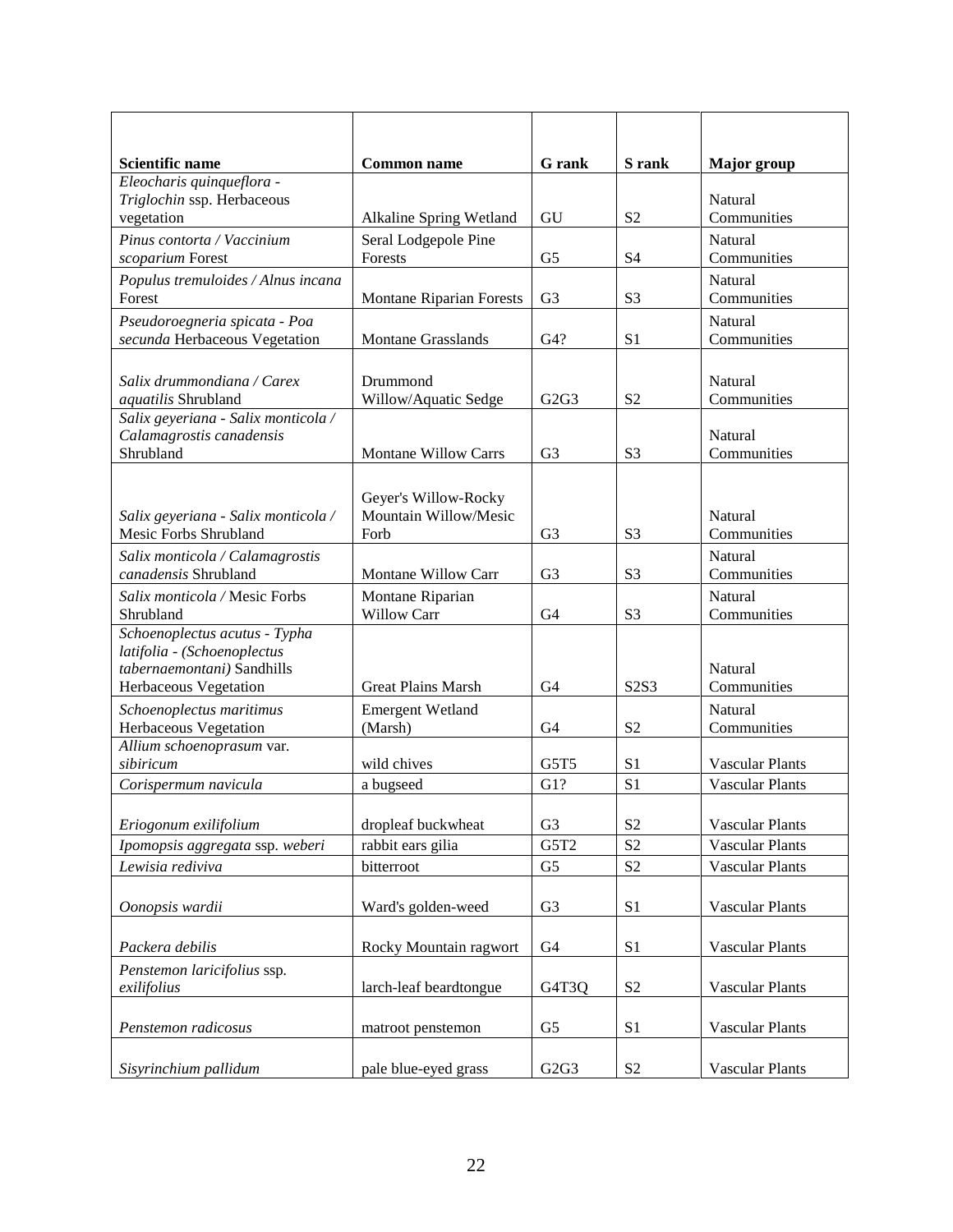| Scientific name | Common name | G rank | S rank | Major group |
| --- | --- | --- | --- | --- |
| *Eleocharis quinqueflora - Triglochin* ssp. Herbaceous vegetation | Alkaline Spring Wetland | GU | S2 | Natural Communities |
| *Pinus contorta / Vaccinium scoparium* Forest | Seral Lodgepole Pine Forests | G5 | S4 | Natural Communities |
| *Populus tremuloides / Alnus incana* Forest | Montane Riparian Forests | G3 | S3 | Natural Communities |
| *Pseudoroegneria spicata - Poa secunda* Herbaceous Vegetation | Montane Grasslands | G4? | S1 | Natural Communities |
| *Salix drummondiana / Carex aquatilis* Shrubland | Drummond Willow/Aquatic Sedge | G2G3 | S2 | Natural Communities |
| *Salix geyeriana - Salix monticola / Calamagrostis canadensis* Shrubland | Montane Willow Carrs | G3 | S3 | Natural Communities |
| *Salix geyeriana - Salix monticola /* Mesic Forbs Shrubland | Geyer's Willow-Rocky Mountain Willow/Mesic Forb | G3 | S3 | Natural Communities |
| *Salix monticola / Calamagrostis canadensis* Shrubland | Montane Willow Carr | G3 | S3 | Natural Communities |
| *Salix monticola /* Mesic Forbs Shrubland | Montane Riparian Willow Carr | G4 | S3 | Natural Communities |
| *Schoenoplectus acutus - Typha latifolia - (Schoenoplectus tabernaemontani)* Sandhills Herbaceous Vegetation | Great Plains Marsh | G4 | S2S3 | Natural Communities |
| *Schoenoplectus maritimus* Herbaceous Vegetation | Emergent Wetland (Marsh) | G4 | S2 | Natural Communities |
| *Allium schoenoprasum* var. *sibiricum* | wild chives | G5T5 | S1 | Vascular Plants |
| *Corispermum navicula* | a bugseed | G1? | S1 | Vascular Plants |
| *Eriogonum exilifolium* | dropleaf buckwheat | G3 | S2 | Vascular Plants |
| *Ipomopsis aggregata* ssp. *weberi* | rabbit ears gilia | G5T2 | S2 | Vascular Plants |
| *Lewisia rediviva* | bitterroot | G5 | S2 | Vascular Plants |
| *Oonopsis wardii* | Ward's golden-weed | G3 | S1 | Vascular Plants |
| *Packera debilis* | Rocky Mountain ragwort | G4 | S1 | Vascular Plants |
| *Penstemon laricifolius* ssp. *exilifolius* | larch-leaf beardtongue | G4T3Q | S2 | Vascular Plants |
| *Penstemon radicosus* | matroot penstemon | G5 | S1 | Vascular Plants |
| *Sisyrinchium pallidum* | pale blue-eyed grass | G2G3 | S2 | Vascular Plants |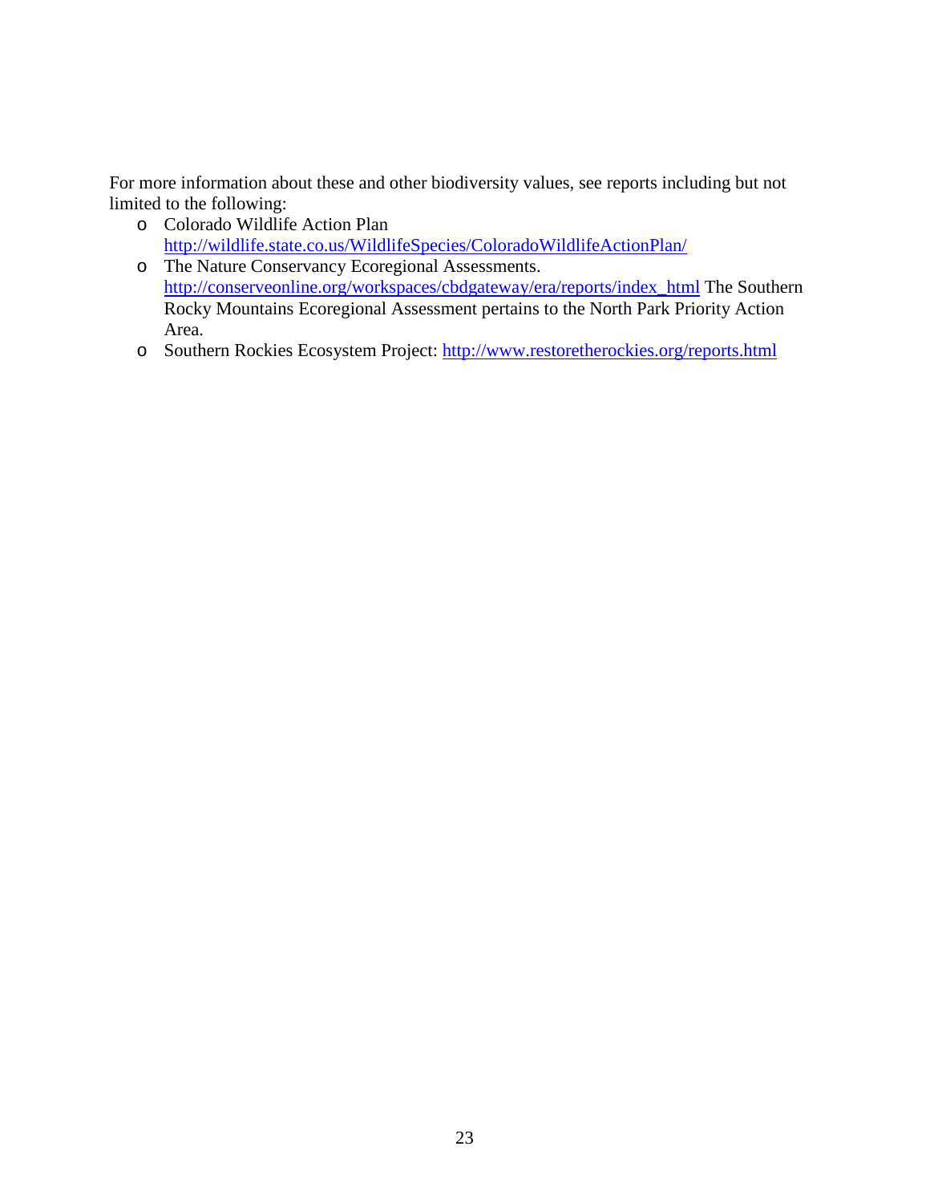For more information about these and other biodiversity values, see reports including but not limited to the following:

- Colorado Wildlife Action Plan http://wildlife.state.co.us/WildlifeSpecies/ColoradoWildlifeActionPlan/
- The Nature Conservancy Ecoregional Assessments. http://conserveonline.org/workspaces/cbdgateway/era/reports/index_html The Southern Rocky Mountains Ecoregional Assessment pertains to the North Park Priority Action Area.
- Southern Rockies Ecosystem Project: http://www.restoretherockies.org/reports.html